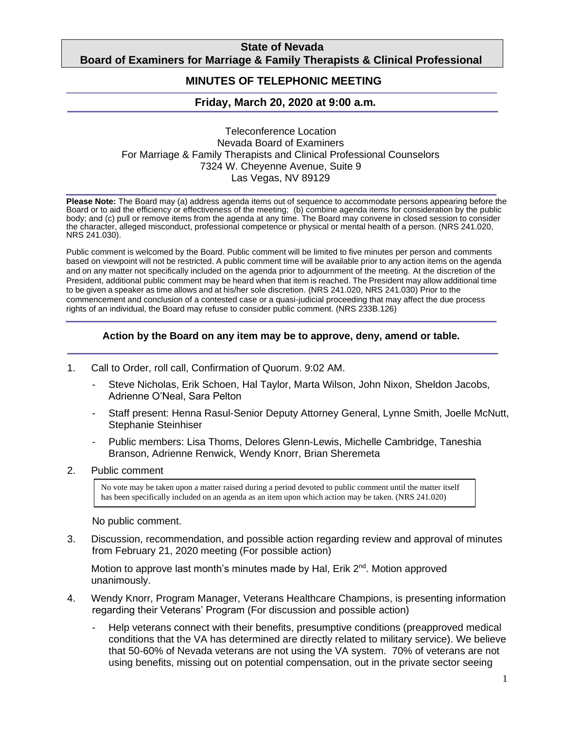**State of Nevada**
**Board of Examiners for Marriage & Family Therapists & Clinical Professional**

## MINUTES OF TELEPHONIC MEETING

### Friday, March 20, 2020 at 9:00 a.m.

Teleconference Location
Nevada Board of Examiners
For Marriage & Family Therapists and Clinical Professional Counselors
7324 W. Cheyenne Avenue, Suite 9
Las Vegas, NV 89129

**Please Note:** The Board may (a) address agenda items out of sequence to accommodate persons appearing before the Board or to aid the efficiency or effectiveness of the meeting; (b) combine agenda items for consideration by the public body; and (c) pull or remove items from the agenda at any time. The Board may convene in closed session to consider the character, alleged misconduct, professional competence or physical or mental health of a person. (NRS 241.020, NRS 241.030).

Public comment is welcomed by the Board. Public comment will be limited to five minutes per person and comments based on viewpoint will not be restricted. A public comment time will be available prior to any action items on the agenda and on any matter not specifically included on the agenda prior to adjournment of the meeting. At the discretion of the President, additional public comment may be heard when that item is reached. The President may allow additional time to be given a speaker as time allows and at his/her sole discretion. (NRS 241.020, NRS 241.030) Prior to the commencement and conclusion of a contested case or a quasi-judicial proceeding that may affect the due process rights of an individual, the Board may refuse to consider public comment. (NRS 233B.126)

**Action by the Board on any item may be to approve, deny, amend or table.**

1. Call to Order, roll call, Confirmation of Quorum. 9:02 AM.
   - Steve Nicholas, Erik Schoen, Hal Taylor, Marta Wilson, John Nixon, Sheldon Jacobs, Adrienne O'Neal, Sara Pelton
   - Staff present: Henna Rasul-Senior Deputy Attorney General, Lynne Smith, Joelle McNutt, Stephanie Steinhiser
   - Public members: Lisa Thoms, Delores Glenn-Lewis, Michelle Cambridge, Taneshia Branson, Adrienne Renwick, Wendy Knorr, Brian Sheremeta

2. Public comment

   > No vote may be taken upon a matter raised during a period devoted to public comment until the matter itself has been specifically included on an agenda as an item upon which action may be taken. (NRS 241.020)

   No public comment.

3. Discussion, recommendation, and possible action regarding review and approval of minutes from February 21, 2020 meeting (For possible action)

   Motion to approve last month's minutes made by Hal, Erik 2nd. Motion approved unanimously.

4. Wendy Knorr, Program Manager, Veterans Healthcare Champions, is presenting information regarding their Veterans' Program (For discussion and possible action)
   - Help veterans connect with their benefits, presumptive conditions (preapproved medical conditions that the VA has determined are directly related to military service). We believe that 50-60% of Nevada veterans are not using the VA system. 70% of veterans are not using benefits, missing out on potential compensation, out in the private sector seeing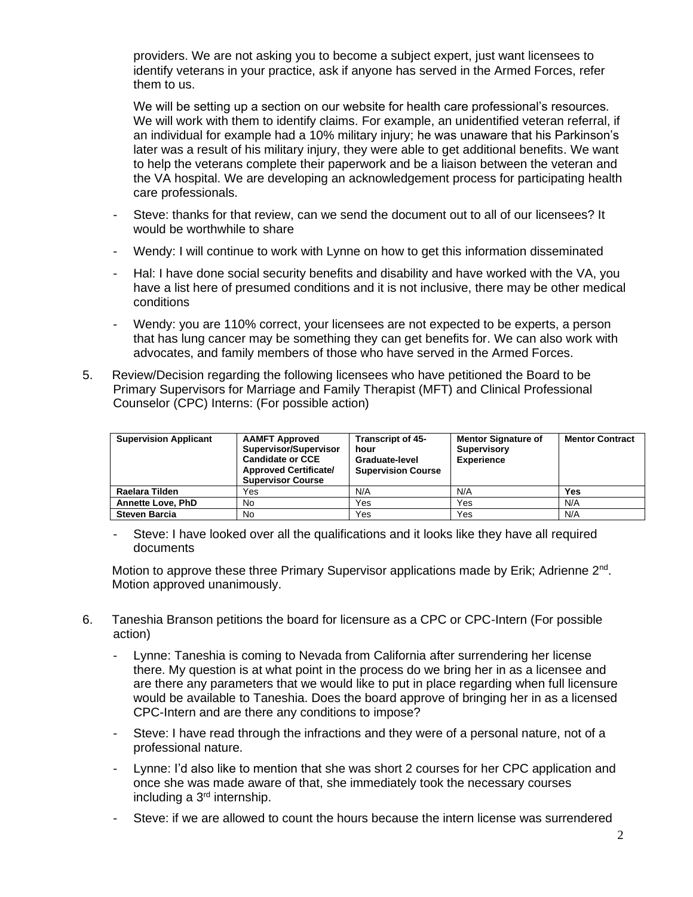providers. We are not asking you to become a subject expert, just want licensees to identify veterans in your practice, ask if anyone has served in the Armed Forces, refer them to us.

We will be setting up a section on our website for health care professional's resources. We will work with them to identify claims. For example, an unidentified veteran referral, if an individual for example had a 10% military injury; he was unaware that his Parkinson's later was a result of his military injury, they were able to get additional benefits. We want to help the veterans complete their paperwork and be a liaison between the veteran and the VA hospital. We are developing an acknowledgement process for participating health care professionals.

- Steve: thanks for that review, can we send the document out to all of our licensees? It would be worthwhile to share
- Wendy: I will continue to work with Lynne on how to get this information disseminated
- Hal: I have done social security benefits and disability and have worked with the VA, you have a list here of presumed conditions and it is not inclusive, there may be other medical conditions
- Wendy: you are 110% correct, your licensees are not expected to be experts, a person that has lung cancer may be something they can get benefits for. We can also work with advocates, and family members of those who have served in the Armed Forces.

5. Review/Decision regarding the following licensees who have petitioned the Board to be Primary Supervisors for Marriage and Family Therapist (MFT) and Clinical Professional Counselor (CPC) Interns: (For possible action)

| Supervision Applicant | AAMFT Approved Supervisor/Supervisor Candidate or CCE Approved Certificate/ Supervisor Course | Transcript of 45-hour Graduate-level Supervision Course | Mentor Signature of Supervisory Experience | Mentor Contract |
|---|---|---|---|---|
| **Raelara Tilden** | Yes | N/A | N/A | **Yes** |
| **Annette Love, PhD** | No | Yes | Yes | N/A |
| **Steven Barcia** | No | Yes | Yes | N/A |

- Steve: I have looked over all the qualifications and it looks like they have all required documents

Motion to approve these three Primary Supervisor applications made by Erik; Adrienne 2nd. Motion approved unanimously.

6. Taneshia Branson petitions the board for licensure as a CPC or CPC-Intern (For possible action)

- Lynne: Taneshia is coming to Nevada from California after surrendering her license there. My question is at what point in the process do we bring her in as a licensee and are there any parameters that we would like to put in place regarding when full licensure would be available to Taneshia. Does the board approve of bringing her in as a licensed CPC-Intern and are there any conditions to impose?
- Steve: I have read through the infractions and they were of a personal nature, not of a professional nature.
- Lynne: I'd also like to mention that she was short 2 courses for her CPC application and once she was made aware of that, she immediately took the necessary courses including a 3rd internship.
- Steve: if we are allowed to count the hours because the intern license was surrendered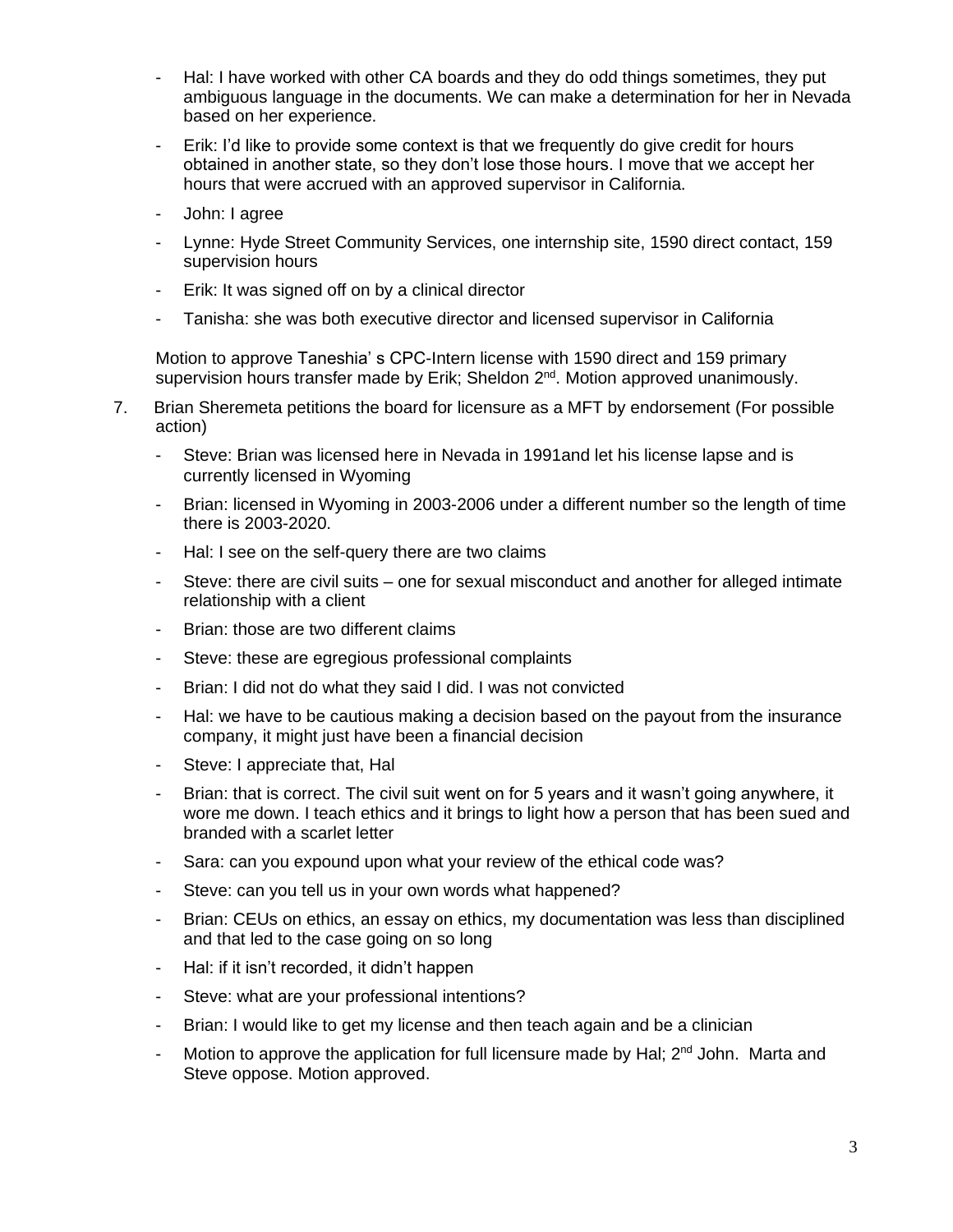- Hal: I have worked with other CA boards and they do odd things sometimes, they put ambiguous language in the documents. We can make a determination for her in Nevada based on her experience.
- Erik: I'd like to provide some context is that we frequently do give credit for hours obtained in another state, so they don't lose those hours. I move that we accept her hours that were accrued with an approved supervisor in California.
- John: I agree
- Lynne: Hyde Street Community Services, one internship site, 1590 direct contact, 159 supervision hours
- Erik: It was signed off on by a clinical director
- Tanisha: she was both executive director and licensed supervisor in California

Motion to approve Taneshia' s CPC-Intern license with 1590 direct and 159 primary supervision hours transfer made by Erik; Sheldon 2nd. Motion approved unanimously.

7. Brian Sheremeta petitions the board for licensure as a MFT by endorsement (For possible action)
   - Steve: Brian was licensed here in Nevada in 1991and let his license lapse and is currently licensed in Wyoming
   - Brian: licensed in Wyoming in 2003-2006 under a different number so the length of time there is 2003-2020.
   - Hal: I see on the self-query there are two claims
   - Steve: there are civil suits – one for sexual misconduct and another for alleged intimate relationship with a client
   - Brian: those are two different claims
   - Steve: these are egregious professional complaints
   - Brian: I did not do what they said I did. I was not convicted
   - Hal: we have to be cautious making a decision based on the payout from the insurance company, it might just have been a financial decision
   - Steve: I appreciate that, Hal
   - Brian: that is correct. The civil suit went on for 5 years and it wasn't going anywhere, it wore me down. I teach ethics and it brings to light how a person that has been sued and branded with a scarlet letter
   - Sara: can you expound upon what your review of the ethical code was?
   - Steve: can you tell us in your own words what happened?
   - Brian: CEUs on ethics, an essay on ethics, my documentation was less than disciplined and that led to the case going on so long
   - Hal: if it isn't recorded, it didn't happen
   - Steve: what are your professional intentions?
   - Brian: I would like to get my license and then teach again and be a clinician
   - Motion to approve the application for full licensure made by Hal; 2nd John. Marta and Steve oppose. Motion approved.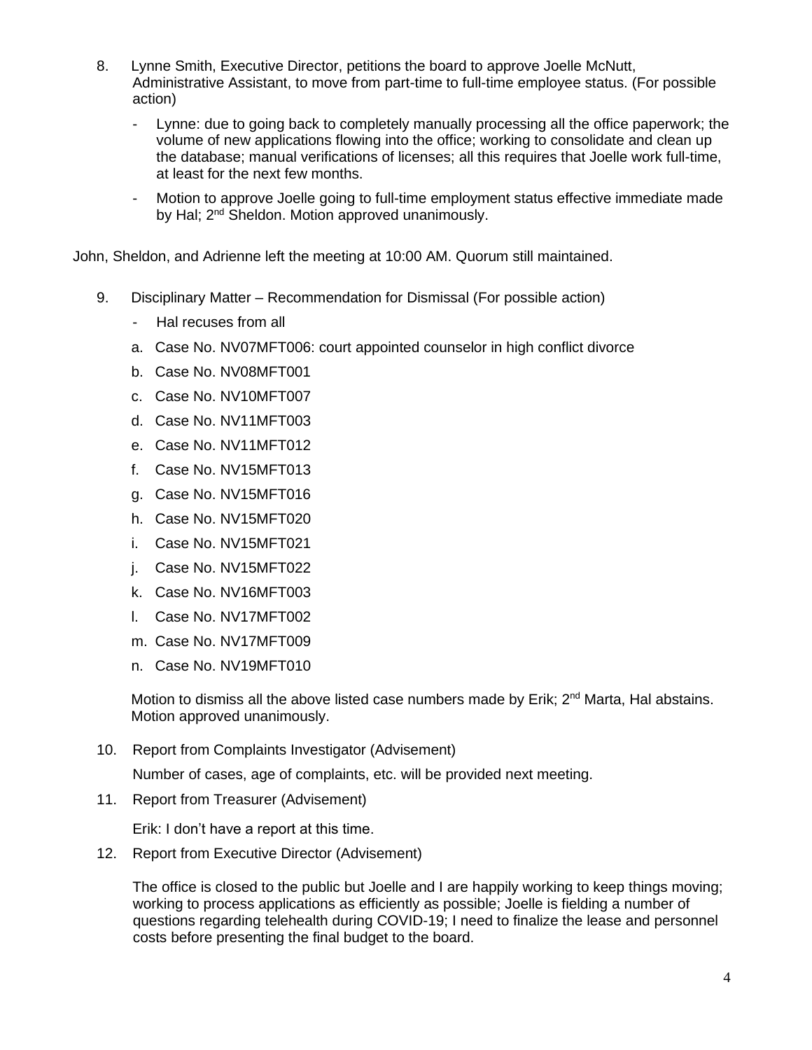8. Lynne Smith, Executive Director, petitions the board to approve Joelle McNutt, Administrative Assistant, to move from part-time to full-time employee status. (For possible action)

   - Lynne: due to going back to completely manually processing all the office paperwork; the volume of new applications flowing into the office; working to consolidate and clean up the database; manual verifications of licenses; all this requires that Joelle work full-time, at least for the next few months.
   - Motion to approve Joelle going to full-time employment status effective immediate made by Hal; 2nd Sheldon. Motion approved unanimously.

John, Sheldon, and Adrienne left the meeting at 10:00 AM. Quorum still maintained.

9. Disciplinary Matter – Recommendation for Dismissal (For possible action)

   - Hal recuses from all

   a. Case No. NV07MFT006: court appointed counselor in high conflict divorce
   b. Case No. NV08MFT001
   c. Case No. NV10MFT007
   d. Case No. NV11MFT003
   e. Case No. NV11MFT012
   f. Case No. NV15MFT013
   g. Case No. NV15MFT016
   h. Case No. NV15MFT020
   i. Case No. NV15MFT021
   j. Case No. NV15MFT022
   k. Case No. NV16MFT003
   l. Case No. NV17MFT002
   m. Case No. NV17MFT009
   n. Case No. NV19MFT010

   Motion to dismiss all the above listed case numbers made by Erik; 2nd Marta, Hal abstains. Motion approved unanimously.

10. Report from Complaints Investigator (Advisement)

    Number of cases, age of complaints, etc. will be provided next meeting.

11. Report from Treasurer (Advisement)

    Erik: I don't have a report at this time.

12. Report from Executive Director (Advisement)

    The office is closed to the public but Joelle and I are happily working to keep things moving; working to process applications as efficiently as possible; Joelle is fielding a number of questions regarding telehealth during COVID-19; I need to finalize the lease and personnel costs before presenting the final budget to the board.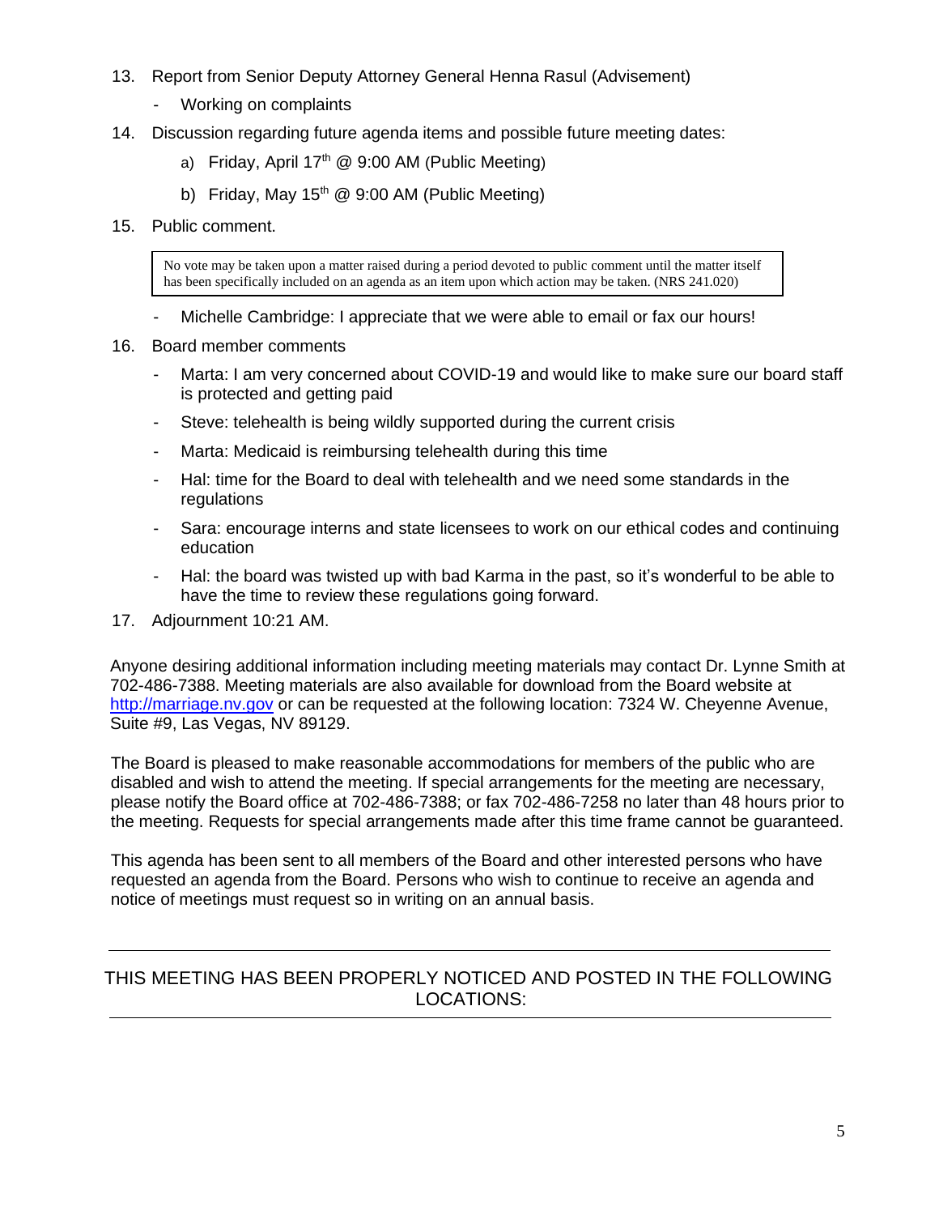13. Report from Senior Deputy Attorney General Henna Rasul (Advisement)
    - Working on complaints
14. Discussion regarding future agenda items and possible future meeting dates:
    a) Friday, April 17th @ 9:00 AM (Public Meeting)
    b) Friday, May 15th @ 9:00 AM (Public Meeting)
15. Public comment.

    > No vote may be taken upon a matter raised during a period devoted to public comment until the matter itself has been specifically included on an agenda as an item upon which action may be taken. (NRS 241.020)

    - Michelle Cambridge: I appreciate that we were able to email or fax our hours!
16. Board member comments
    - Marta: I am very concerned about COVID-19 and would like to make sure our board staff is protected and getting paid
    - Steve: telehealth is being wildly supported during the current crisis
    - Marta: Medicaid is reimbursing telehealth during this time
    - Hal: time for the Board to deal with telehealth and we need some standards in the regulations
    - Sara: encourage interns and state licensees to work on our ethical codes and continuing education
    - Hal: the board was twisted up with bad Karma in the past, so it's wonderful to be able to have the time to review these regulations going forward.
17. Adjournment 10:21 AM.

Anyone desiring additional information including meeting materials may contact Dr. Lynne Smith at 702-486-7388. Meeting materials are also available for download from the Board website at [http://marriage.nv.gov](http://marriage.nv.gov) or can be requested at the following location: 7324 W. Cheyenne Avenue, Suite #9, Las Vegas, NV 89129.

The Board is pleased to make reasonable accommodations for members of the public who are disabled and wish to attend the meeting. If special arrangements for the meeting are necessary, please notify the Board office at 702-486-7388; or fax 702-486-7258 no later than 48 hours prior to the meeting. Requests for special arrangements made after this time frame cannot be guaranteed.

This agenda has been sent to all members of the Board and other interested persons who have requested an agenda from the Board. Persons who wish to continue to receive an agenda and notice of meetings must request so in writing on an annual basis.

---

THIS MEETING HAS BEEN PROPERLY NOTICED AND POSTED IN THE FOLLOWING LOCATIONS:

---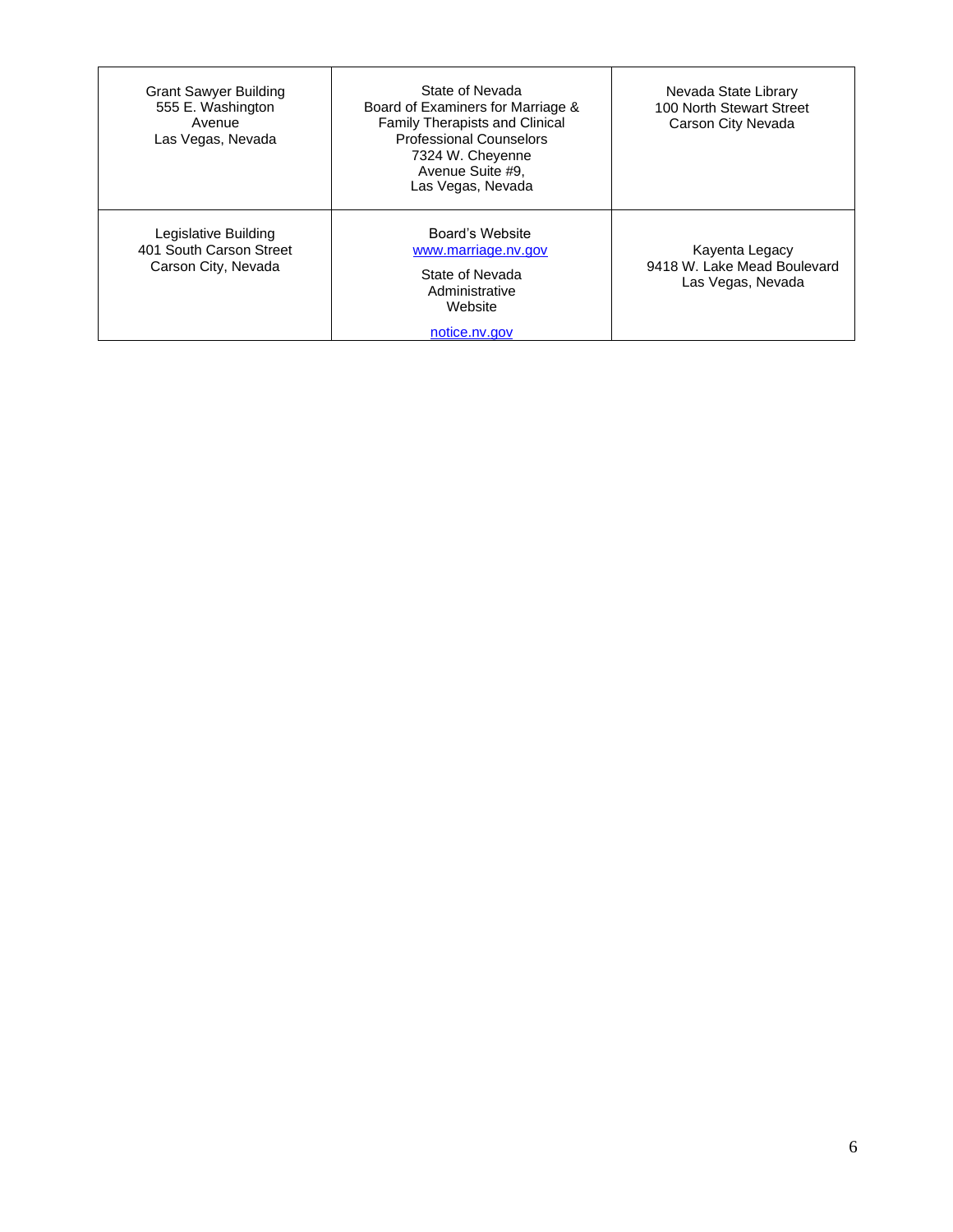| | | |
|---|---|---|
| Grant Sawyer Building<br>555 E. Washington Avenue<br>Las Vegas, Nevada | State of Nevada<br>Board of Examiners for Marriage & Family Therapists and Clinical Professional Counselors<br>7324 W. Cheyenne Avenue Suite #9,<br>Las Vegas, Nevada | Nevada State Library<br>100 North Stewart Street<br>Carson City Nevada |
| Legislative Building<br>401 South Carson Street<br>Carson City, Nevada | Board's Website<br>www.marriage.nv.gov<br>State of Nevada Administrative Website<br>notice.nv.gov | Kayenta Legacy<br>9418 W. Lake Mead Boulevard<br>Las Vegas, Nevada |